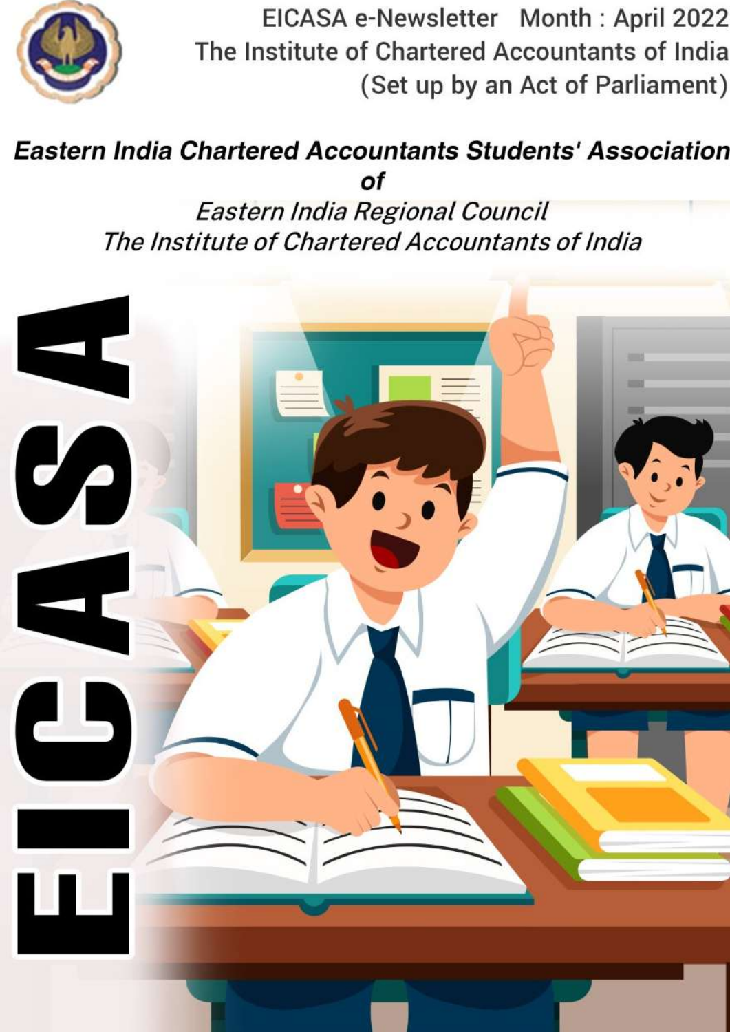EICASA e-Newsletter Month : April 2022

The Institute of Chartered Accountants of India

(Set up by an Act of Parliament)

# Eastern India Chartered Accountants Students' Association

***of***

*Eastern India Regional Council*

*The Institute of Chartered Accountants of India*

EICASA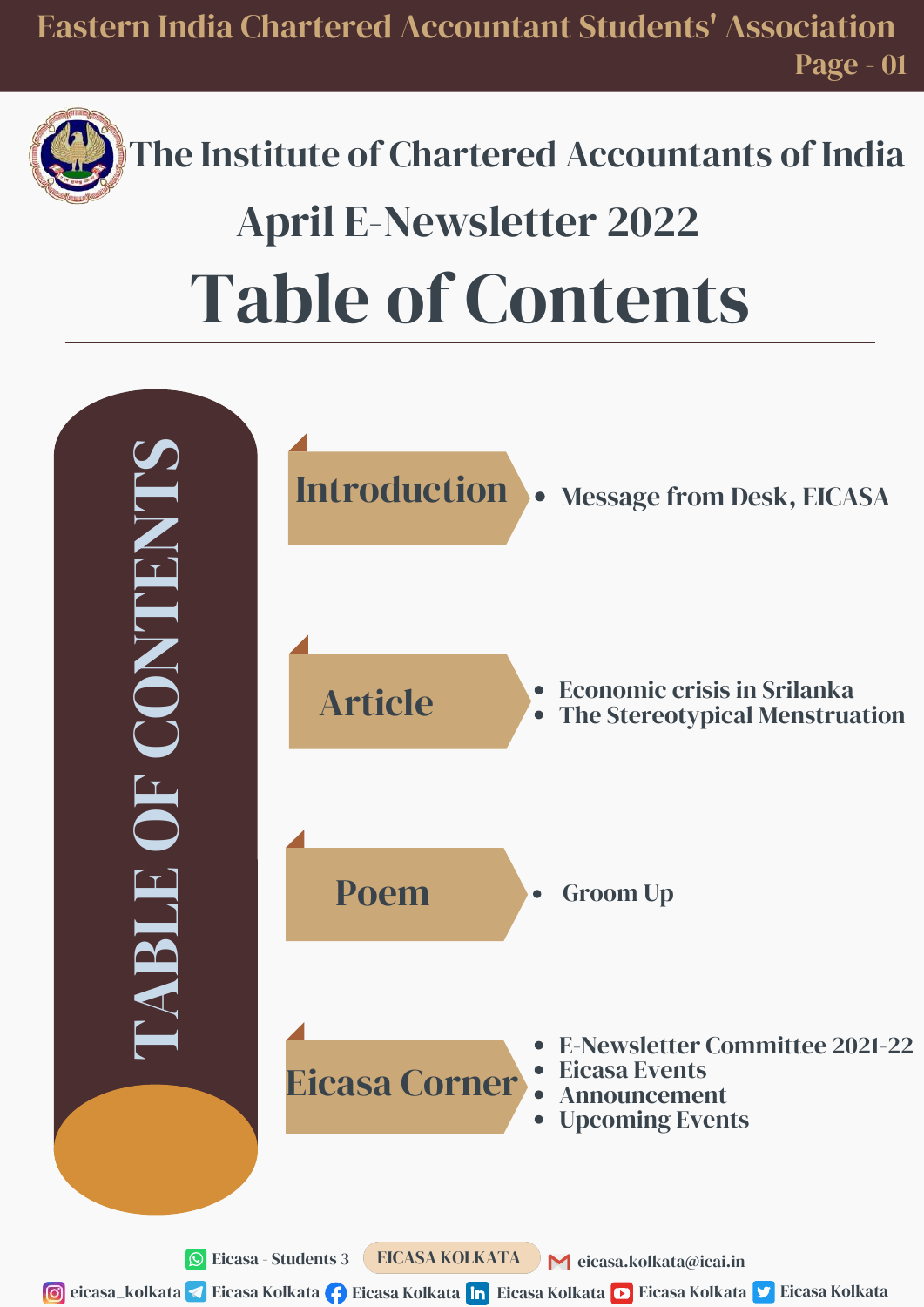# The Institute of Chartered Accountants of India

## April E-Newsletter 2022

# Table of Contents

**TABLE OF CONTENTS**

### Introduction

- Message from Desk, EICASA

### Article

- Economic crisis in Srilanka
- The Stereotypical Menstruation

### Poem

- Groom Up

### Eicasa Corner

- E-Newsletter Committee 2021-22
- Eicasa Events
- Announcement
- Upcoming Events

Eicasa - Students 3 | EICASA KOLKATA | eicasa.kolkata@icai.in

eicasa_kolkata | Eicasa Kolkata | Eicasa Kolkata | Eicasa Kolkata | Eicasa Kolkata | Eicasa Kolkata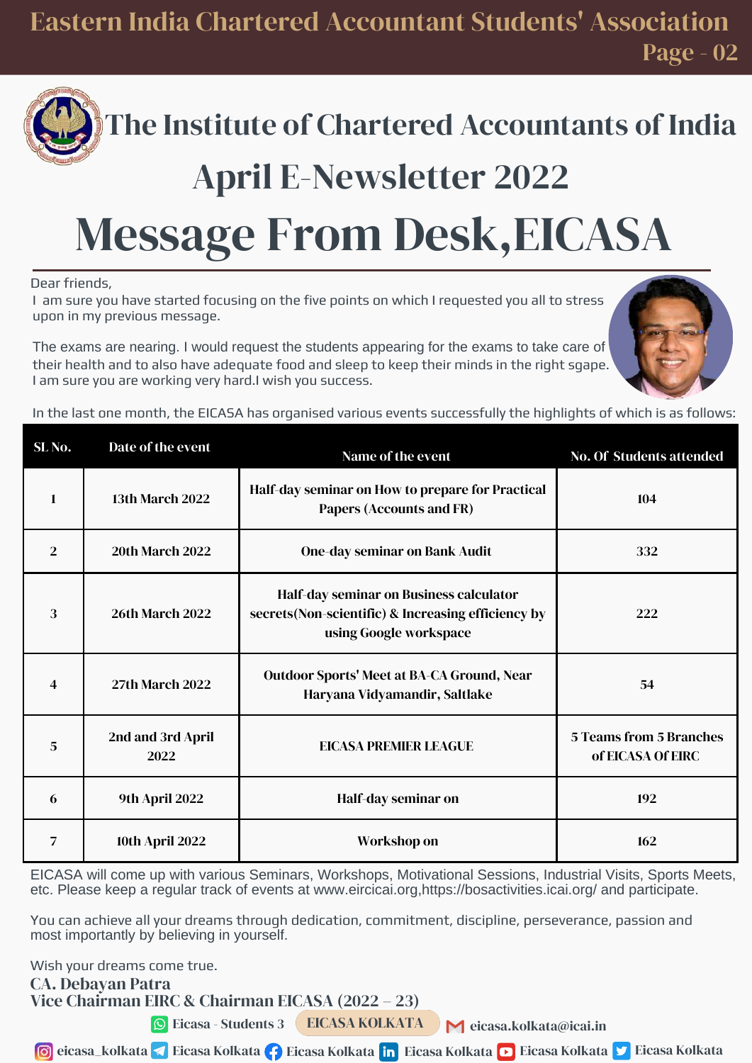# The Institute of Chartered Accountants of India

## April E-Newsletter 2022

# Message From Desk,EICASA

Dear friends,
I am sure you have started focusing on the five points on which I requested you all to stress upon in my previous message.

The exams are nearing. I would request the students appearing for the exams to take care of their health and to also have adequate food and sleep to keep their minds in the right sgape. I am sure you are working very hard.I wish you success.

In the last one month, the EICASA has organised various events successfully the highlights of which is as follows:

| SL No. | Date of the event | Name of the event | No. Of Students attended |
|---|---|---|---|
| 1 | 13th March 2022 | Half-day seminar on How to prepare for Practical Papers (Accounts and FR) | 104 |
| 2 | 20th March 2022 | One-day seminar on Bank Audit | 332 |
| 3 | 26th March 2022 | Half-day seminar on Business calculator secrets(Non-scientific) & Increasing efficiency by using Google workspace | 222 |
| 4 | 27th March 2022 | Outdoor Sports' Meet at BA-CA Ground, Near Haryana Vidyamandir, Saltlake | 54 |
| 5 | 2nd and 3rd April 2022 | EICASA PREMIER LEAGUE | 5 Teams from 5 Branches of EICASA Of EIRC |
| 6 | 9th April 2022 | Half-day seminar on | 192 |
| 7 | 10th April 2022 | Workshop on | 162 |

EICASA will come up with various Seminars, Workshops, Motivational Sessions, Industrial Visits, Sports Meets, etc. Please keep a regular track of events at www.eircicai.org,https://bosactivities.icai.org/ and participate.

You can achieve all your dreams through dedication, commitment, discipline, perseverance, passion and most importantly by believing in yourself.

Wish your dreams come true.

**CA. Debayan Patra**
**Vice Chairman EIRC & Chairman EICASA (2022 – 23)**

Eicasa - Students 3 | EICASA KOLKATA | eicasa.kolkata@icai.in

eicasa_kolkata | Eicasa Kolkata | Eicasa Kolkata | Eicasa Kolkata | Eicasa Kolkata | Eicasa Kolkata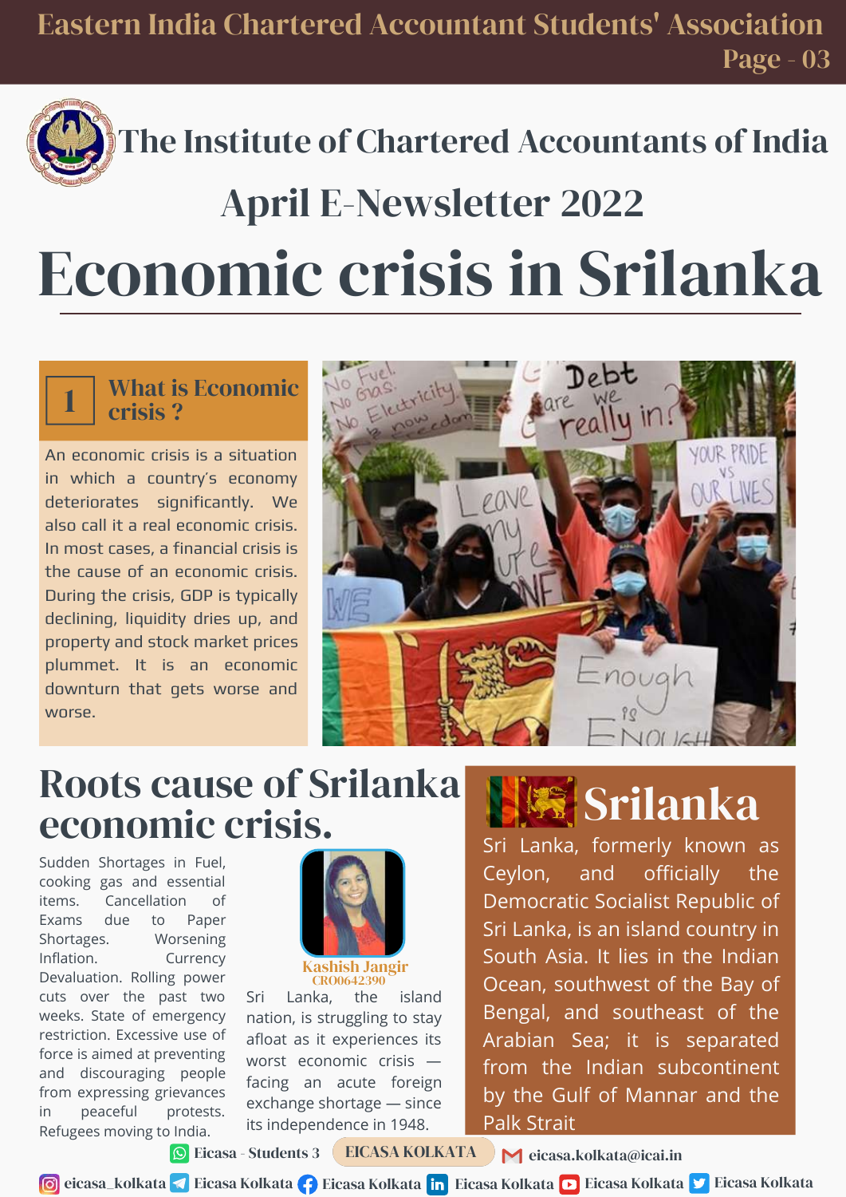# The Institute of Chartered Accountants of India

## April E-Newsletter 2022

# Economic crisis in Srilanka

### 1 What is Economic crisis ?

An economic crisis is a situation in which a country's economy deteriorates significantly. We also call it a real economic crisis. In most cases, a financial crisis is the cause of an economic crisis. During the crisis, GDP is typically declining, liquidity dries up, and property and stock market prices plummet. It is an economic downturn that gets worse and worse.

## Roots cause of Srilanka economic crisis.

Sudden Shortages in Fuel, cooking gas and essential items. Cancellation of Exams due to Paper Shortages. Worsening Inflation. Currency Devaluation. Rolling power cuts over the past two weeks. State of emergency restriction. Excessive use of force is aimed at preventing and discouraging people from expressing grievances in peaceful protests. Refugees moving to India.

**Kashish Jangir**
CRO0642390

Sri Lanka, the island nation, is struggling to stay afloat as it experiences its worst economic crisis — facing an acute foreign exchange shortage — since its independence in 1948.

## Srilanka

Sri Lanka, formerly known as Ceylon, and officially the Democratic Socialist Republic of Sri Lanka, is an island country in South Asia. It lies in the Indian Ocean, southwest of the Bay of Bengal, and southeast of the Arabian Sea; it is separated from the Indian subcontinent by the Gulf of Mannar and the Palk Strait

Eicasa - Students 3 | EICASA KOLKATA | eicasa.kolkata@icai.in

eicasa_kolkata | Eicasa Kolkata | Eicasa Kolkata | Eicasa Kolkata | Eicasa Kolkata | Eicasa Kolkata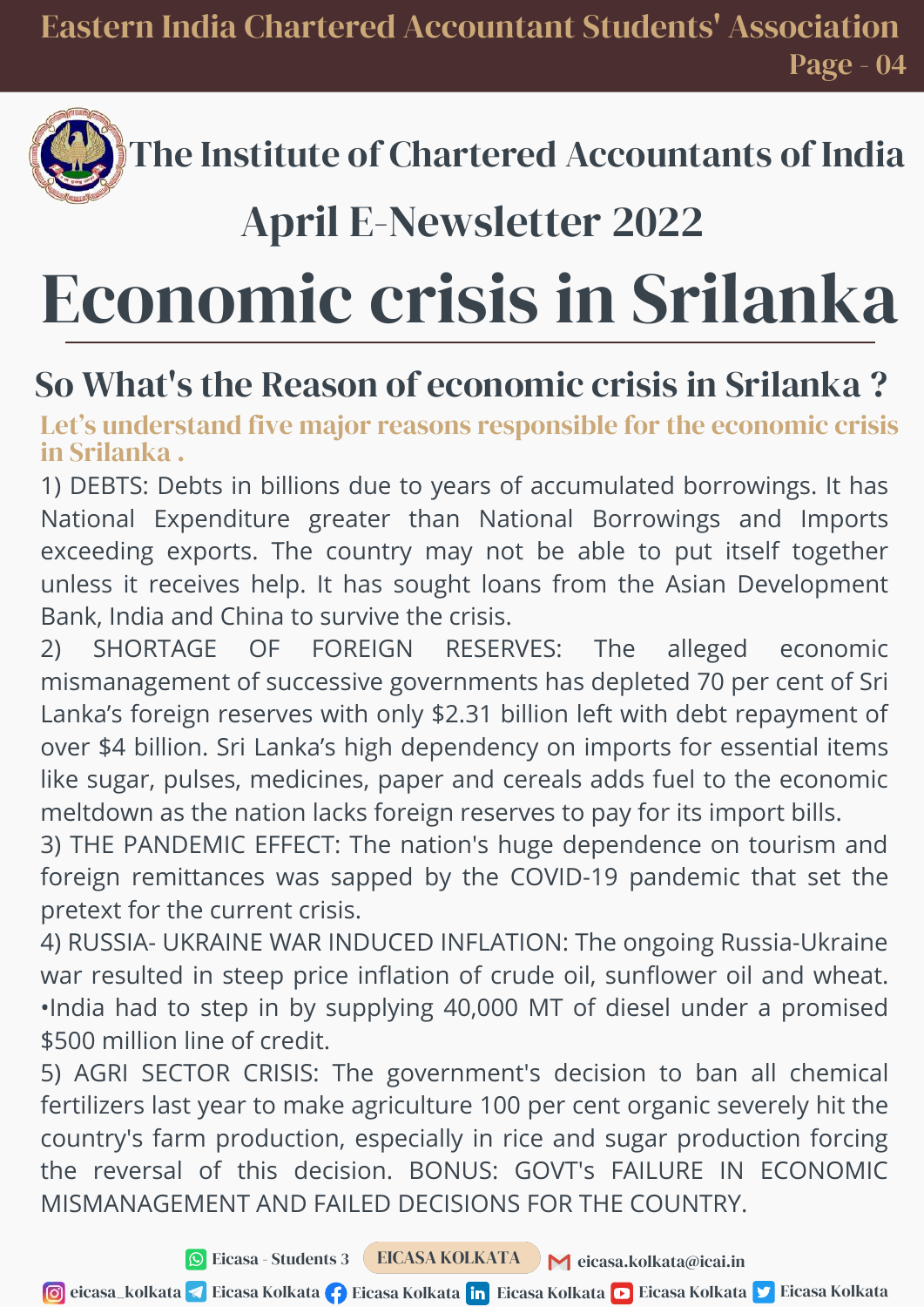The Institute of Chartered Accountants of India

## April E-Newsletter 2022

# Economic crisis in Srilanka

## So What's the Reason of economic crisis in Srilanka ?

**Let's understand five major reasons responsible for the economic crisis in Srilanka .**

1) DEBTS: Debts in billions due to years of accumulated borrowings. It has National Expenditure greater than National Borrowings and Imports exceeding exports. The country may not be able to put itself together unless it receives help. It has sought loans from the Asian Development Bank, India and China to survive the crisis.

2) SHORTAGE OF FOREIGN RESERVES: The alleged economic mismanagement of successive governments has depleted 70 per cent of Sri Lanka's foreign reserves with only $2.31 billion left with debt repayment of over $4 billion. Sri Lanka's high dependency on imports for essential items like sugar, pulses, medicines, paper and cereals adds fuel to the economic meltdown as the nation lacks foreign reserves to pay for its import bills.

3) THE PANDEMIC EFFECT: The nation's huge dependence on tourism and foreign remittances was sapped by the COVID-19 pandemic that set the pretext for the current crisis.

4) RUSSIA- UKRAINE WAR INDUCED INFLATION: The ongoing Russia-Ukraine war resulted in steep price inflation of crude oil, sunflower oil and wheat. •India had to step in by supplying 40,000 MT of diesel under a promised $500 million line of credit.

5) AGRI SECTOR CRISIS: The government's decision to ban all chemical fertilizers last year to make agriculture 100 per cent organic severely hit the country's farm production, especially in rice and sugar production forcing the reversal of this decision. BONUS: GOVT's FAILURE IN ECONOMIC MISMANAGEMENT AND FAILED DECISIONS FOR THE COUNTRY.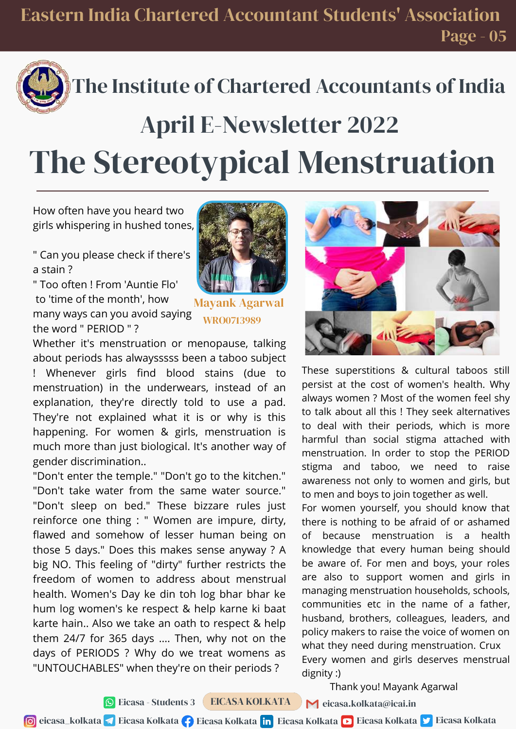# The Institute of Chartered Accountants of India

## April E-Newsletter 2022

# The Stereotypical Menstruation

**Mayank Agarwal**
**WRO0713989**

How often have you heard two girls whispering in hushed tones,

" Can you please check if there's a stain ?

" Too often ! From 'Auntie Flo' to 'time of the month', how many ways can you avoid saying the word " PERIOD " ?

Whether it's menstruation or menopause, talking about periods has alwaysssss been a taboo subject ! Whenever girls find blood stains (due to menstruation) in the underwears, instead of an explanation, they're directly told to use a pad. They're not explained what it is or why is this happening. For women & girls, menstruation is much more than just biological. It's another way of gender discrimination..

"Don't enter the temple." "Don't go to the kitchen." "Don't take water from the same water source." "Don't sleep on bed." These bizzare rules just reinforce one thing : " Women are impure, dirty, flawed and somehow of lesser human being on those 5 days." Does this makes sense anyway ? A big NO. This feeling of "dirty" further restricts the freedom of women to address about menstrual health. Women's Day ke din toh log bhar bhar ke hum log women's ke respect & help karne ki baat karte hain.. Also we take an oath to respect & help them 24/7 for 365 days .... Then, why not on the days of PERIODS ? Why do we treat womens as "UNTOUCHABLES" when they're on their periods ?

These superstitions & cultural taboos still persist at the cost of women's health. Why always women ? Most of the women feel shy to talk about all this ! They seek alternatives to deal with their periods, which is more harmful than social stigma attached with menstruation. In order to stop the PERIOD stigma and taboo, we need to raise awareness not only to women and girls, but to men and boys to join together as well.

For women yourself, you should know that there is nothing to be afraid of or ashamed of because menstruation is a health knowledge that every human being should be aware of. For men and boys, your roles are also to support women and girls in managing menstruation households, schools, communities etc in the name of a father, husband, brothers, colleagues, leaders, and policy makers to raise the voice of women on what they need during menstruation. Crux

Every women and girls deserves menstrual dignity :)

Thank you! Mayank Agarwal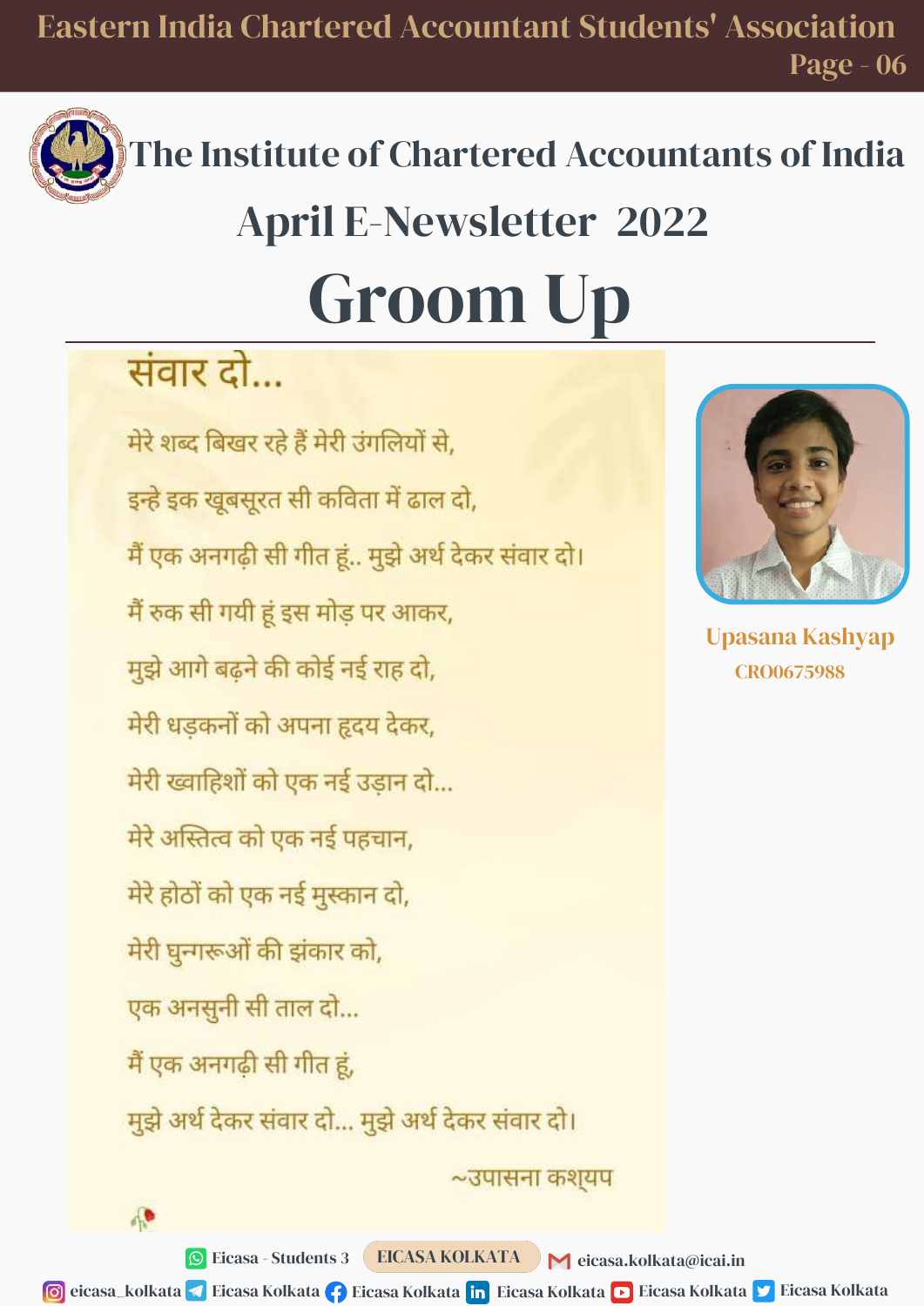# The Institute of Chartered Accountants of India

## April E-Newsletter 2022

# Groom Up

### संवार दो...

मेरे शब्द बिखर रहे हैं मेरी उंगलियों से,

इन्हे इक खूबसूरत सी कविता में ढाल दो,

मैं एक अनगढ़ी सी गीत हूं.. मुझे अर्थ देकर संवार दो।

मैं रुक सी गयी हूं इस मोड़ पर आकर,

मुझे आगे बढ़ने की कोई नई राह दो,

मेरी धड़कनों को अपना हृदय देकर,

मेरी ख्वाहिशों को एक नई उड़ान दो...

मेरे अस्तित्व को एक नई पहचान,

मेरे होठों को एक नई मुस्कान दो,

मेरी घुन्गरूओं की झंकार को,

एक अनसुनी सी ताल दो...

मैं एक अनगढ़ी सी गीत हूं,

मुझे अर्थ देकर संवार दो... मुझे अर्थ देकर संवार दो।

~उपासना कश्यप

**Upasana Kashyap**
CRO0675988

Eicasa - Students 3 | EICASA KOLKATA | eicasa.kolkata@icai.in

eicasa_kolkata | Eicasa Kolkata | Eicasa Kolkata | Eicasa Kolkata | Eicasa Kolkata | Eicasa Kolkata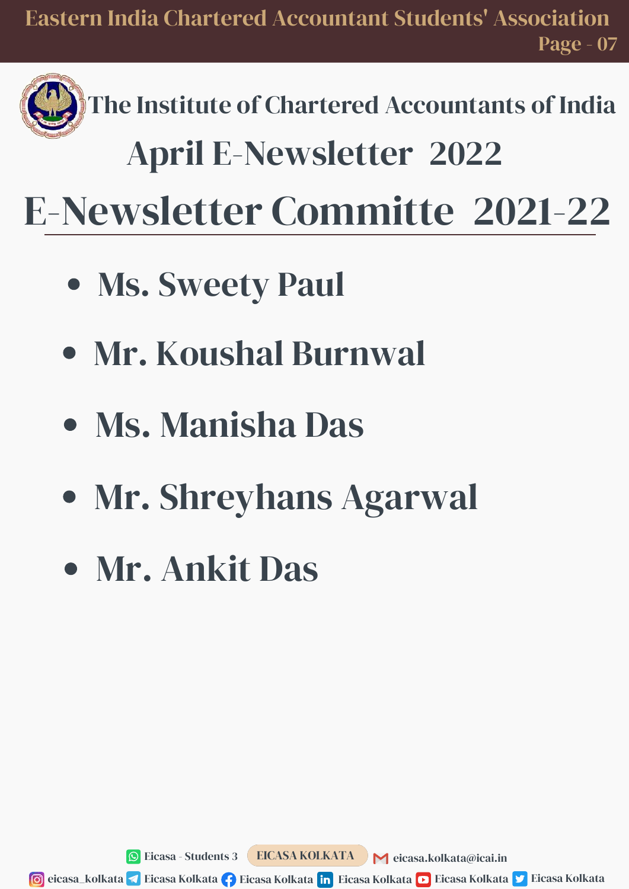## The Institute of Chartered Accountants of India

## April E-Newsletter 2022

# E-Newsletter Committe 2021-22

- Ms. Sweety Paul
- Mr. Koushal Burnwal
- Ms. Manisha Das
- Mr. Shreyhans Agarwal
- Mr. Ankit Das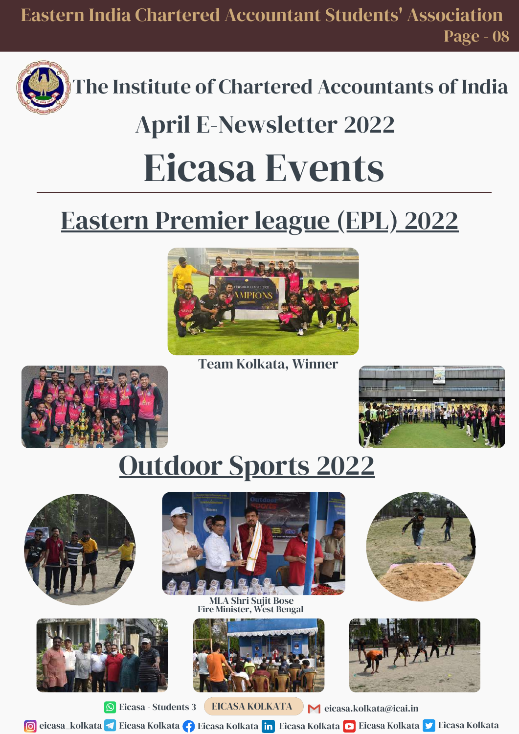# The Institute of Chartered Accountants of India

## April E-Newsletter 2022

# Eicasa Events

## Eastern Premier league (EPL) 2022

Team Kolkata, Winner

## Outdoor Sports 2022

MLA Shri Sujit Bose
Fire Minister, West Bengal

Eicasa - Students 3 | EICASA KOLKATA | eicasa.kolkata@icai.in

eicasa_kolkata | Eicasa Kolkata | Eicasa Kolkata | Eicasa Kolkata | Eicasa Kolkata | Eicasa Kolkata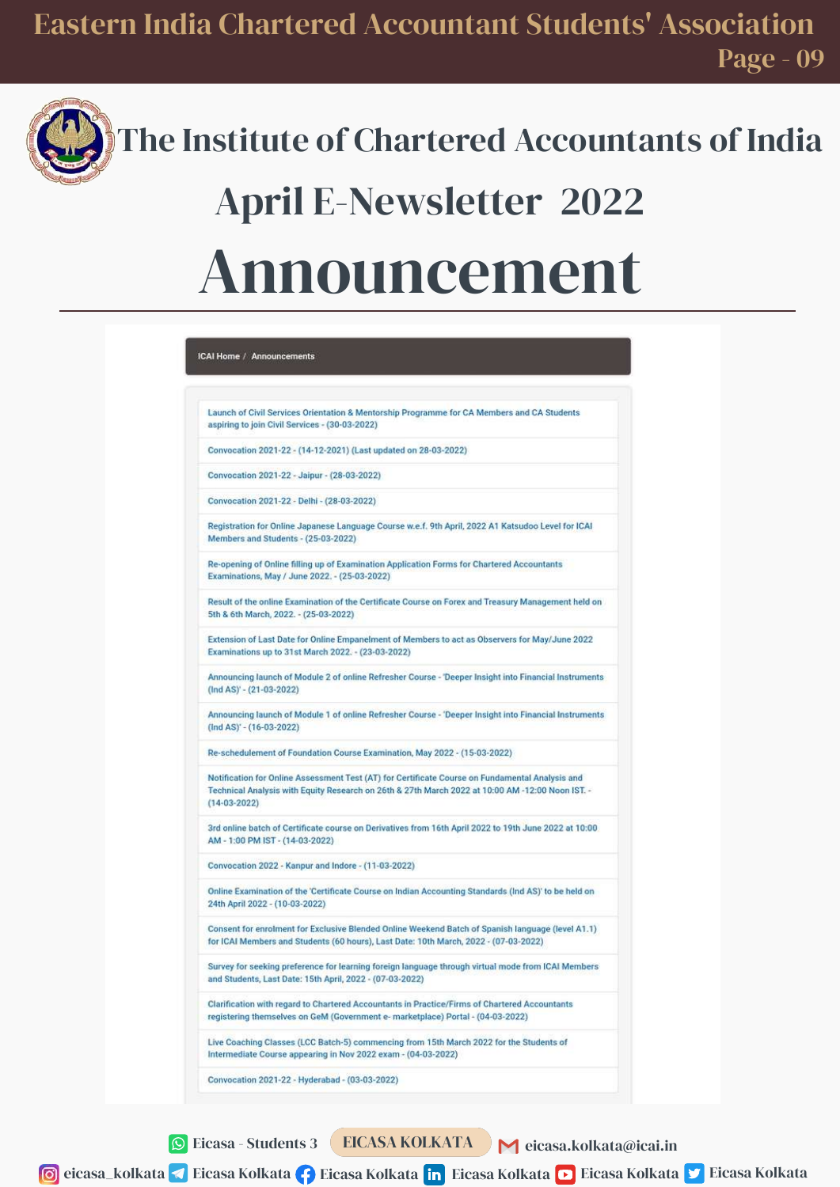# The Institute of Chartered Accountants of India

## April E-Newsletter 2022

# Announcement

ICAI Home / Announcements

- Launch of Civil Services Orientation & Mentorship Programme for CA Members and CA Students aspiring to join Civil Services - (30-03-2022)
- Convocation 2021-22 - (14-12-2021) (Last updated on 28-03-2022)
- Convocation 2021-22 - Jaipur - (28-03-2022)
- Convocation 2021-22 - Delhi - (28-03-2022)
- Registration for Online Japanese Language Course w.e.f. 9th April, 2022 A1 Katsudoo Level for ICAI Members and Students - (25-03-2022)
- Re-opening of Online filling up of Examination Application Forms for Chartered Accountants Examinations, May / June 2022. - (25-03-2022)
- Result of the online Examination of the Certificate Course on Forex and Treasury Management held on 5th & 6th March, 2022. - (25-03-2022)
- Extension of Last Date for Online Empanelment of Members to act as Observers for May/June 2022 Examinations up to 31st March 2022. - (23-03-2022)
- Announcing launch of Module 2 of online Refresher Course - 'Deeper Insight into Financial Instruments (Ind AS)' - (21-03-2022)
- Announcing launch of Module 1 of online Refresher Course - 'Deeper Insight into Financial Instruments (Ind AS)' - (16-03-2022)
- Re-schedulement of Foundation Course Examination, May 2022 - (15-03-2022)
- Notification for Online Assessment Test (AT) for Certificate Course on Fundamental Analysis and Technical Analysis with Equity Research on 26th & 27th March 2022 at 10:00 AM -12:00 Noon IST. - (14-03-2022)
- 3rd online batch of Certificate course on Derivatives from 16th April 2022 to 19th June 2022 at 10:00 AM - 1:00 PM IST - (14-03-2022)
- Convocation 2022 - Kanpur and Indore - (11-03-2022)
- Online Examination of the 'Certificate Course on Indian Accounting Standards (Ind AS)' to be held on 24th April 2022 - (10-03-2022)
- Consent for enrolment for Exclusive Blended Online Weekend Batch of Spanish language (level A1.1) for ICAI Members and Students (60 hours), Last Date: 10th March, 2022 - (07-03-2022)
- Survey for seeking preference for learning foreign language through virtual mode from ICAI Members and Students, Last Date: 15th April, 2022 - (07-03-2022)
- Clarification with regard to Chartered Accountants in Practice/Firms of Chartered Accountants registering themselves on GeM (Government e- marketplace) Portal - (04-03-2022)
- Live Coaching Classes (LCC Batch-5) commencing from 15th March 2022 for the Students of Intermediate Course appearing in Nov 2022 exam - (04-03-2022)
- Convocation 2021-22 - Hyderabad - (03-03-2022)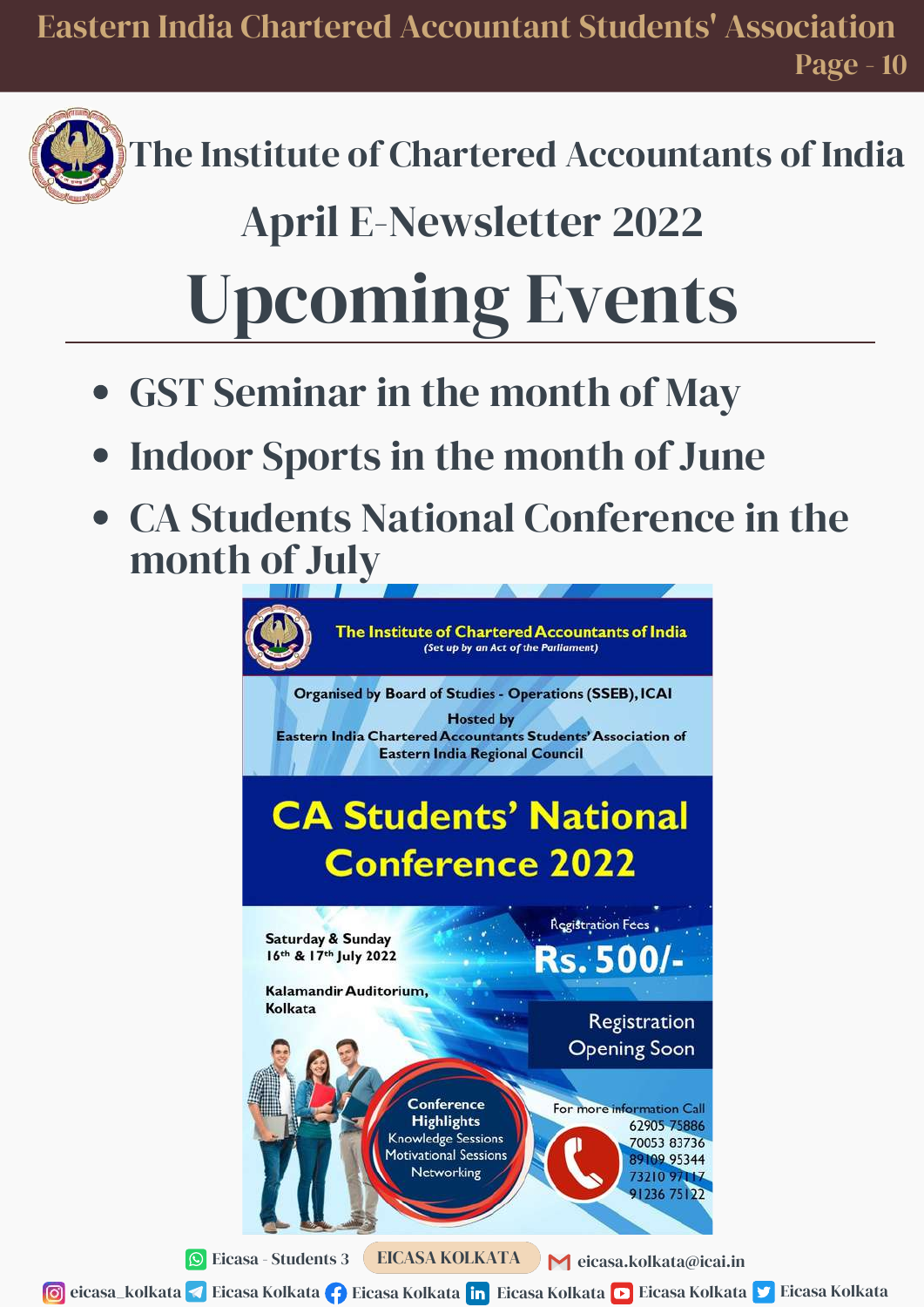# The Institute of Chartered Accountants of India

## April E-Newsletter 2022

# Upcoming Events

- GST Seminar in the month of May
- Indoor Sports in the month of June
- CA Students National Conference in the month of July

The Institute of Chartered Accountants of India
*(Set up by an Act of the Parliament)*

Organised by Board of Studies - Operations (SSEB), ICAI

Hosted by
Eastern India Chartered Accountants Students' Association of Eastern India Regional Council

## CA Students' National Conference 2022

Saturday & Sunday
16th & 17th July 2022

Kalamandir Auditorium, Kolkata

Registration Fees
**Rs. 500/-**

Registration Opening Soon

Conference Highlights
Knowledge Sessions
Motivational Sessions
Networking

For more information Call
62905 75886
70053 83736
89109 95344
73210 97117
91236 75122

Eicasa - Students 3 | EICASA KOLKATA | eicasa.kolkata@icai.in

eicasa_kolkata | Eicasa Kolkata | Eicasa Kolkata | Eicasa Kolkata | Eicasa Kolkata | Eicasa Kolkata